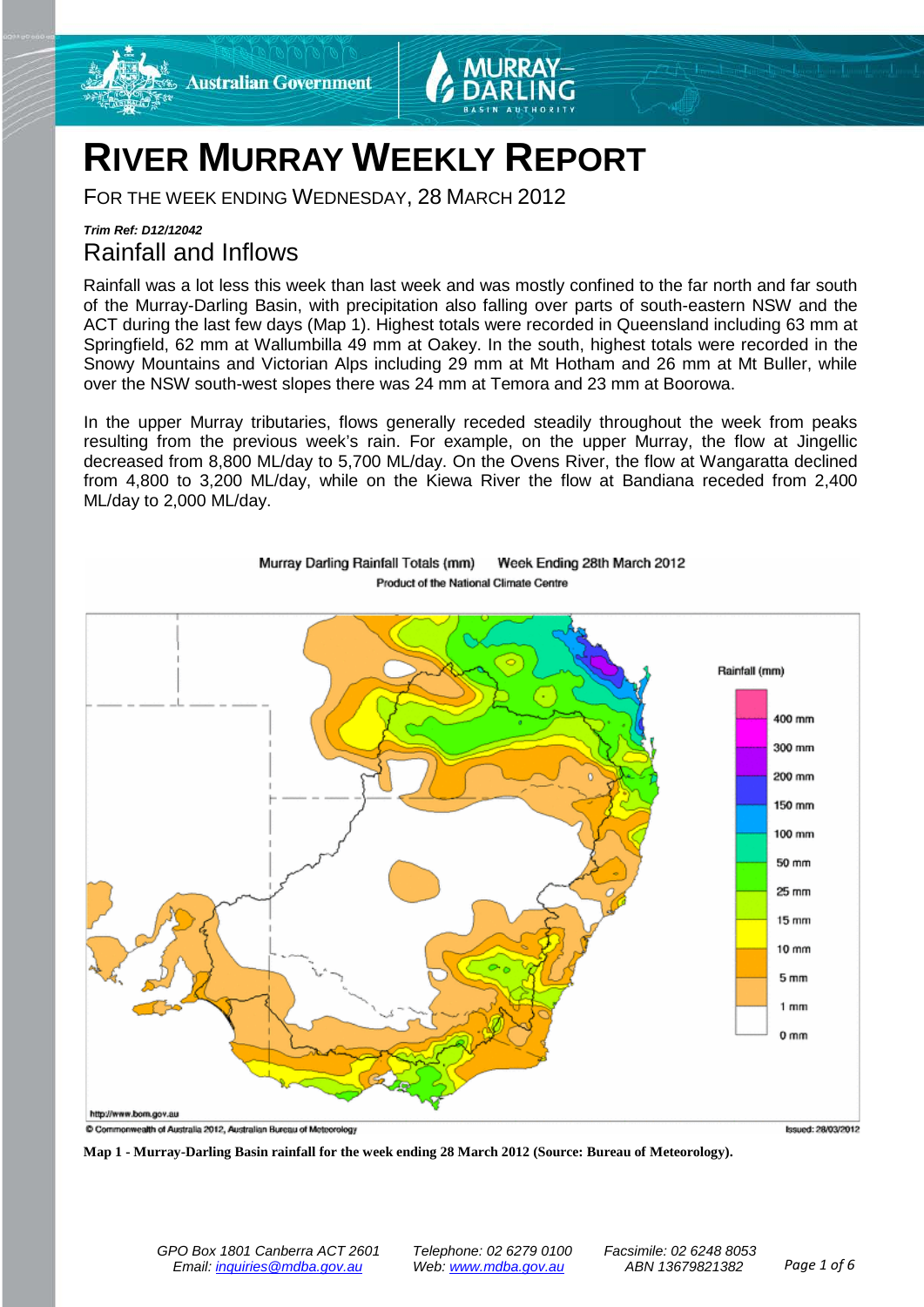# RIVER MURRAY WEEKLY REPORT

FOR THE WEEK ENDING WEDNESDAY, 28 MARCH 2012

***Trim Ref: D12/12042***

## Rainfall and Inflows

Rainfall was a lot less this week than last week and was mostly confined to the far north and far south of the Murray-Darling Basin, with precipitation also falling over parts of south-eastern NSW and the ACT during the last few days (Map 1). Highest totals were recorded in Queensland including 63 mm at Springfield, 62 mm at Wallumbilla 49 mm at Oakey. In the south, highest totals were recorded in the Snowy Mountains and Victorian Alps including 29 mm at Mt Hotham and 26 mm at Mt Buller, while over the NSW south-west slopes there was 24 mm at Temora and 23 mm at Boorowa.

In the upper Murray tributaries, flows generally receded steadily throughout the week from peaks resulting from the previous week's rain. For example, on the upper Murray, the flow at Jingellic decreased from 8,800 ML/day to 5,700 ML/day. On the Ovens River, the flow at Wangaratta declined from 4,800 to 3,200 ML/day, while on the Kiewa River the flow at Bandiana receded from 2,400 ML/day to 2,000 ML/day.

Murray Darling Rainfall Totals (mm) Week Ending 28th March 2012
Product of the National Climate Centre

Rainfall (mm): 400 mm, 300 mm, 200 mm, 150 mm, 100 mm, 50 mm, 25 mm, 15 mm, 10 mm, 5 mm, 1 mm, 0 mm

http://www.bom.gov.au
© Commonwealth of Australia 2012, Australian Bureau of Meteorology
Issued: 28/03/2012

**Map 1 - Murray-Darling Basin rainfall for the week ending 28 March 2012 (Source: Bureau of Meteorology).**

*GPO Box 1801 Canberra ACT 2601 Email: inquiries@mdba.gov.au*
*Telephone: 02 6279 0100 Web: www.mdba.gov.au*
*Facsimile: 02 6248 8053 ABN 13679821382*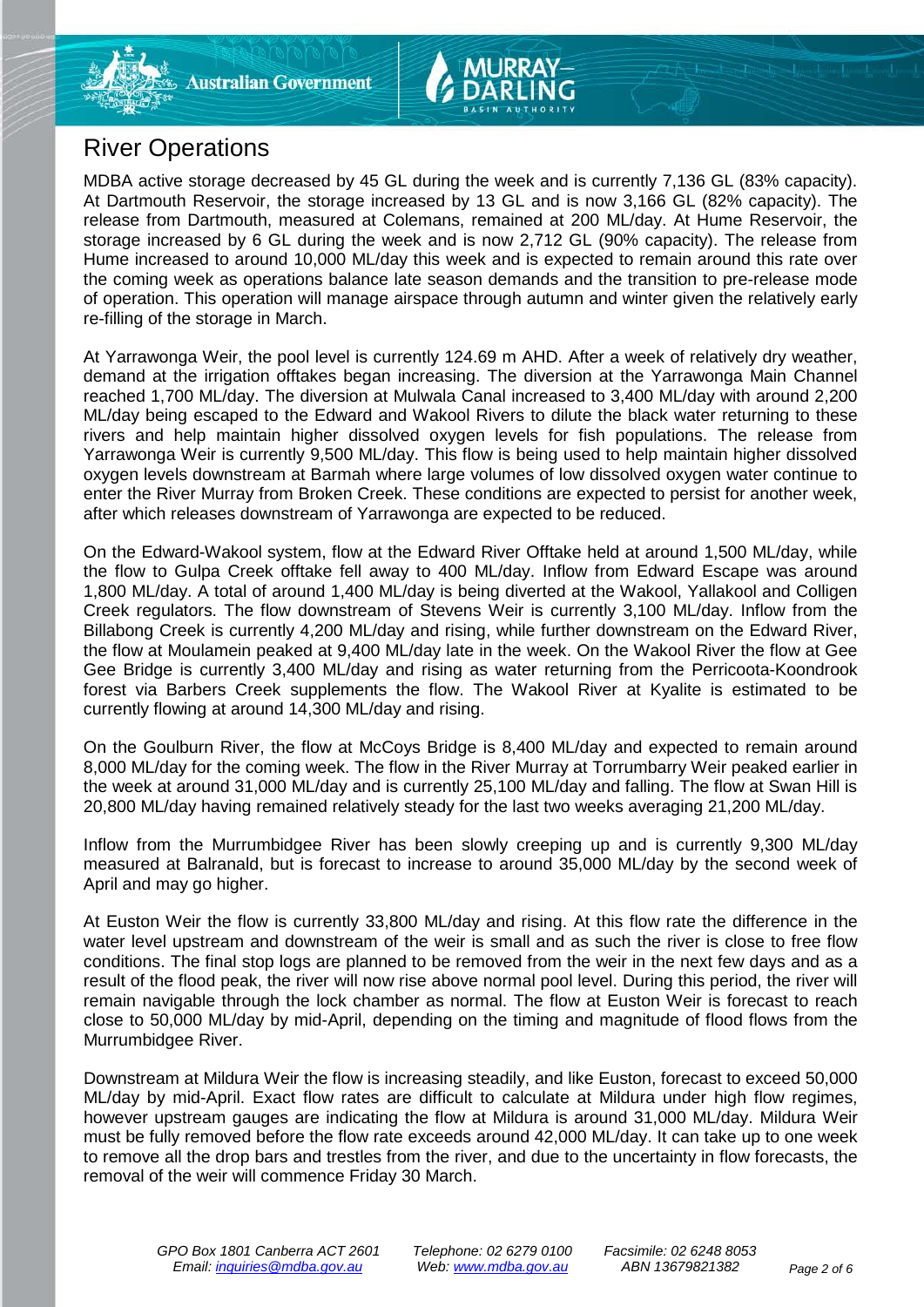# River Operations

MDBA active storage decreased by 45 GL during the week and is currently 7,136 GL (83% capacity). At Dartmouth Reservoir, the storage increased by 13 GL and is now 3,166 GL (82% capacity). The release from Dartmouth, measured at Colemans, remained at 200 ML/day. At Hume Reservoir, the storage increased by 6 GL during the week and is now 2,712 GL (90% capacity). The release from Hume increased to around 10,000 ML/day this week and is expected to remain around this rate over the coming week as operations balance late season demands and the transition to pre-release mode of operation. This operation will manage airspace through autumn and winter given the relatively early re-filling of the storage in March.

At Yarrawonga Weir, the pool level is currently 124.69 m AHD. After a week of relatively dry weather, demand at the irrigation offtakes began increasing. The diversion at the Yarrawonga Main Channel reached 1,700 ML/day. The diversion at Mulwala Canal increased to 3,400 ML/day with around 2,200 ML/day being escaped to the Edward and Wakool Rivers to dilute the black water returning to these rivers and help maintain higher dissolved oxygen levels for fish populations. The release from Yarrawonga Weir is currently 9,500 ML/day. This flow is being used to help maintain higher dissolved oxygen levels downstream at Barmah where large volumes of low dissolved oxygen water continue to enter the River Murray from Broken Creek. These conditions are expected to persist for another week, after which releases downstream of Yarrawonga are expected to be reduced.

On the Edward-Wakool system, flow at the Edward River Offtake held at around 1,500 ML/day, while the flow to Gulpa Creek offtake fell away to 400 ML/day. Inflow from Edward Escape was around 1,800 ML/day. A total of around 1,400 ML/day is being diverted at the Wakool, Yallakool and Colligen Creek regulators. The flow downstream of Stevens Weir is currently 3,100 ML/day. Inflow from the Billabong Creek is currently 4,200 ML/day and rising, while further downstream on the Edward River, the flow at Moulamein peaked at 9,400 ML/day late in the week. On the Wakool River the flow at Gee Gee Bridge is currently 3,400 ML/day and rising as water returning from the Perricoota-Koondrook forest via Barbers Creek supplements the flow. The Wakool River at Kyalite is estimated to be currently flowing at around 14,300 ML/day and rising.

On the Goulburn River, the flow at McCoys Bridge is 8,400 ML/day and expected to remain around 8,000 ML/day for the coming week. The flow in the River Murray at Torrumbarry Weir peaked earlier in the week at around 31,000 ML/day and is currently 25,100 ML/day and falling. The flow at Swan Hill is 20,800 ML/day having remained relatively steady for the last two weeks averaging 21,200 ML/day.

Inflow from the Murrumbidgee River has been slowly creeping up and is currently 9,300 ML/day measured at Balranald, but is forecast to increase to around 35,000 ML/day by the second week of April and may go higher.

At Euston Weir the flow is currently 33,800 ML/day and rising. At this flow rate the difference in the water level upstream and downstream of the weir is small and as such the river is close to free flow conditions. The final stop logs are planned to be removed from the weir in the next few days and as a result of the flood peak, the river will now rise above normal pool level. During this period, the river will remain navigable through the lock chamber as normal. The flow at Euston Weir is forecast to reach close to 50,000 ML/day by mid-April, depending on the timing and magnitude of flood flows from the Murrumbidgee River.

Downstream at Mildura Weir the flow is increasing steadily, and like Euston, forecast to exceed 50,000 ML/day by mid-April. Exact flow rates are difficult to calculate at Mildura under high flow regimes, however upstream gauges are indicating the flow at Mildura is around 31,000 ML/day. Mildura Weir must be fully removed before the flow rate exceeds around 42,000 ML/day. It can take up to one week to remove all the drop bars and trestles from the river, and due to the uncertainty in flow forecasts, the removal of the weir will commence Friday 30 March.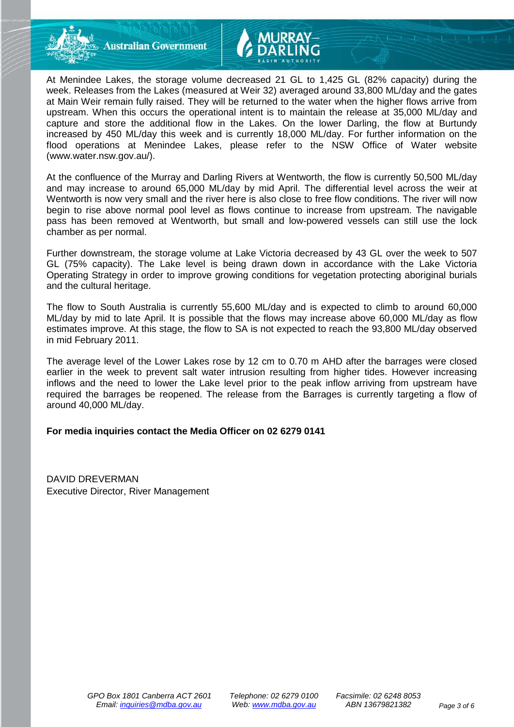At Menindee Lakes, the storage volume decreased 21 GL to 1,425 GL (82% capacity) during the week. Releases from the Lakes (measured at Weir 32) averaged around 33,800 ML/day and the gates at Main Weir remain fully raised. They will be returned to the water when the higher flows arrive from upstream. When this occurs the operational intent is to maintain the release at 35,000 ML/day and capture and store the additional flow in the Lakes. On the lower Darling, the flow at Burtundy increased by 450 ML/day this week and is currently 18,000 ML/day. For further information on the flood operations at Menindee Lakes, please refer to the NSW Office of Water website (www.water.nsw.gov.au/).

At the confluence of the Murray and Darling Rivers at Wentworth, the flow is currently 50,500 ML/day and may increase to around 65,000 ML/day by mid April. The differential level across the weir at Wentworth is now very small and the river here is also close to free flow conditions. The river will now begin to rise above normal pool level as flows continue to increase from upstream. The navigable pass has been removed at Wentworth, but small and low-powered vessels can still use the lock chamber as per normal.

Further downstream, the storage volume at Lake Victoria decreased by 43 GL over the week to 507 GL (75% capacity). The Lake level is being drawn down in accordance with the Lake Victoria Operating Strategy in order to improve growing conditions for vegetation protecting aboriginal burials and the cultural heritage.

The flow to South Australia is currently 55,600 ML/day and is expected to climb to around 60,000 ML/day by mid to late April. It is possible that the flows may increase above 60,000 ML/day as flow estimates improve. At this stage, the flow to SA is not expected to reach the 93,800 ML/day observed in mid February 2011.

The average level of the Lower Lakes rose by 12 cm to 0.70 m AHD after the barrages were closed earlier in the week to prevent salt water intrusion resulting from higher tides. However increasing inflows and the need to lower the Lake level prior to the peak inflow arriving from upstream have required the barrages be reopened. The release from the Barrages is currently targeting a flow of around 40,000 ML/day.

**For media inquiries contact the Media Officer on 02 6279 0141**

DAVID DREVERMAN
Executive Director, River Management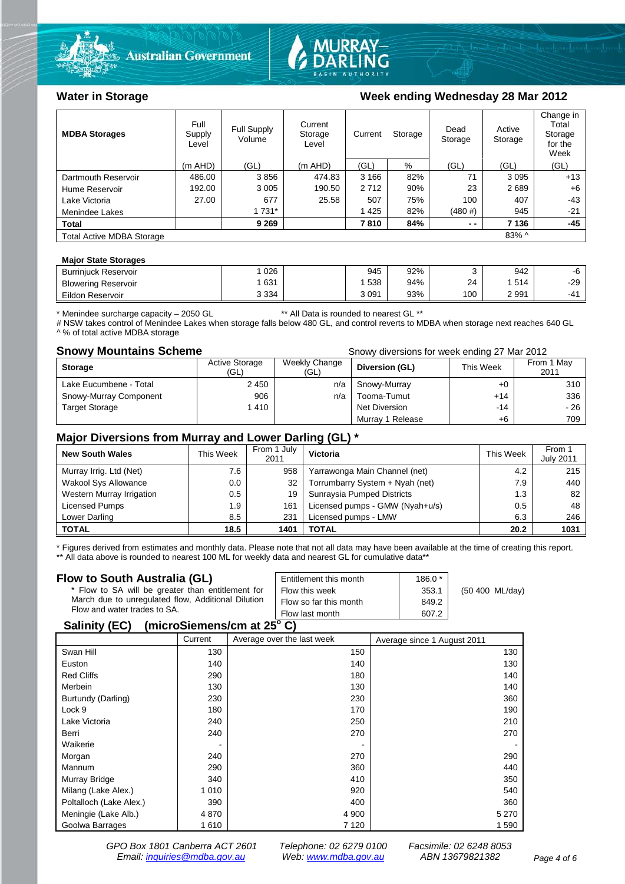## Water in Storage

### Week ending Wednesday 28 Mar 2012

| MDBA Storages | Full Supply Level | Full Supply Volume | Current Storage Level | Current | Storage | Dead Storage | Active Storage | Change in Total Storage for the Week |
|---|---|---|---|---|---|---|---|---|
| | (m AHD) | (GL) | (m AHD) | (GL) | % | (GL) | (GL) | (GL) |
| Dartmouth Reservoir | 486.00 | 3 856 | 474.83 | 3 166 | 82% | 71 | 3 095 | +13 |
| Hume Reservoir | 192.00 | 3 005 | 190.50 | 2 712 | 90% | 23 | 2 689 | +6 |
| Lake Victoria | 27.00 | 677 | 25.58 | 507 | 75% | 100 | 407 | -43 |
| Menindee Lakes | | 1 731* | | 1 425 | 82% | (480 #) | 945 | -21 |
| **Total** | | **9 269** | | **7 810** | **84%** | **- -** | **7 136** | **-45** |
| Total Active MDBA Storage | | | | | | | 83% ^ | |

**Major State Storages**

| | | | | | | | |
|---|---|---|---|---|---|---|---|
| Burrinjuck Reservoir | 1 026 | | 945 | 92% | 3 | 942 | -6 |
| Blowering Reservoir | 1 631 | | 1 538 | 94% | 24 | 1 514 | -29 |
| Eildon Reservoir | 3 334 | | 3 091 | 93% | 100 | 2 991 | -41 |

\* Menindee surcharge capacity – 2050 GL ** All Data is rounded to nearest GL **
# NSW takes control of Menindee Lakes when storage falls below 480 GL, and control reverts to MDBA when storage next reaches 640 GL
^ % of total active MDBA storage

## Snowy Mountains Scheme

Snowy diversions for week ending 27 Mar 2012

| Storage | Active Storage (GL) | Weekly Change (GL) | Diversion (GL) | This Week | From 1 May 2011 |
|---|---|---|---|---|---|
| Lake Eucumbene - Total | 2 450 | n/a | Snowy-Murray | +0 | 310 |
| Snowy-Murray Component | 906 | n/a | Tooma-Tumut | +14 | 336 |
| Target Storage | 1 410 | | Net Diversion | -14 | - 26 |
| | | | Murray 1 Release | +6 | 709 |

## Major Diversions from Murray and Lower Darling (GL) *

| New South Wales | This Week | From 1 July 2011 | Victoria | This Week | From 1 July 2011 |
|---|---|---|---|---|---|
| Murray Irrig. Ltd (Net) | 7.6 | 958 | Yarrawonga Main Channel (net) | 4.2 | 215 |
| Wakool Sys Allowance | 0.0 | 32 | Torrumbarry System + Nyah (net) | 7.9 | 440 |
| Western Murray Irrigation | 0.5 | 19 | Sunraysia Pumped Districts | 1.3 | 82 |
| Licensed Pumps | 1.9 | 161 | Licensed pumps - GMW (Nyah+u/s) | 0.5 | 48 |
| Lower Darling | 8.5 | 231 | Licensed pumps - LMW | 6.3 | 246 |
| **TOTAL** | **18.5** | **1401** | **TOTAL** | **20.2** | **1031** |

\* Figures derived from estimates and monthly data. Please note that not all data may have been available at the time of creating this report.
** All data above is rounded to nearest 100 ML for weekly data and nearest GL for cumulative data**

## Flow to South Australia (GL)

\* Flow to SA will be greater than entitlement for March due to unregulated flow, Additional Dilution Flow and water trades to SA.

| | | |
|---|---|---|
| Entitlement this month | 186.0 * | |
| Flow this week | 353.1 | (50 400 ML/day) |
| Flow so far this month | 849.2 | |
| Flow last month | 607.2 | |

## Salinity (EC) (microSiemens/cm at 25° C)

| | Current | Average over the last week | Average since 1 August 2011 |
|---|---|---|---|
| Swan Hill | 130 | 150 | 130 |
| Euston | 140 | 140 | 130 |
| Red Cliffs | 290 | 180 | 140 |
| Merbein | 130 | 130 | 140 |
| Burtundy (Darling) | 230 | 230 | 360 |
| Lock 9 | 180 | 170 | 190 |
| Lake Victoria | 240 | 250 | 210 |
| Berri | 240 | 270 | 270 |
| Waikerie | - | - | - |
| Morgan | 240 | 270 | 290 |
| Mannum | 290 | 360 | 440 |
| Murray Bridge | 340 | 410 | 350 |
| Milang (Lake Alex.) | 1 010 | 920 | 540 |
| Poltalloch (Lake Alex.) | 390 | 400 | 360 |
| Meningie (Lake Alb.) | 4 870 | 4 900 | 5 270 |
| Goolwa Barrages | 1 610 | 7 120 | 1 590 |

*GPO Box 1801 Canberra ACT 2601 Telephone: 02 6279 0100 Facsimile: 02 6248 8053*
*Email: inquiries@mdba.gov.au Web: www.mdba.gov.au ABN 13679821382*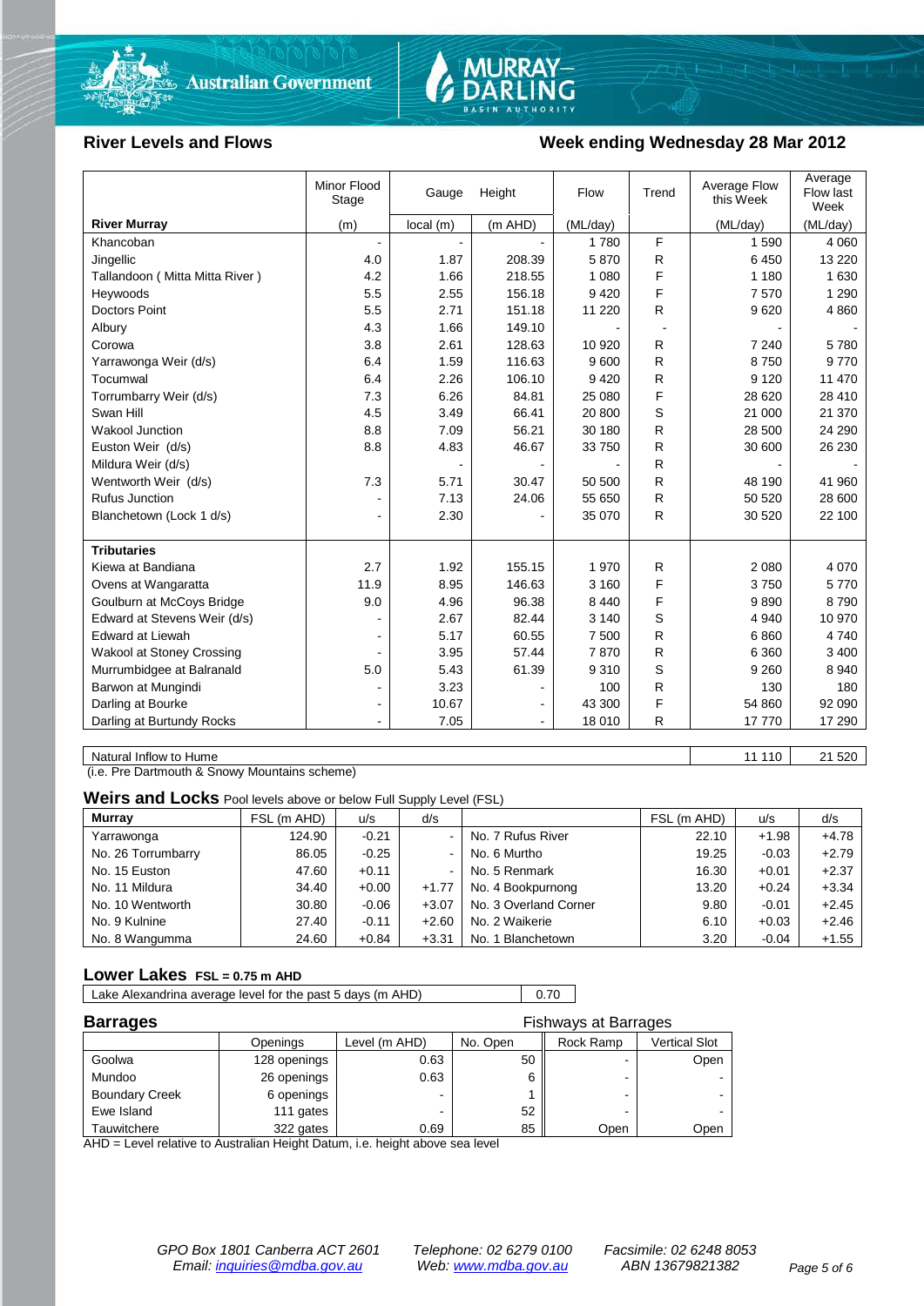Australian Government | MURRAY–DARLING BASIN AUTHORITY

## River Levels and Flows

**Week ending Wednesday 28 Mar 2012**

| River Murray | Minor Flood Stage (m) | Gauge Height local (m) | Gauge Height (m AHD) | Flow (ML/day) | Trend | Average Flow this Week (ML/day) | Average Flow last Week (ML/day) |
|---|---|---|---|---|---|---|---|
| Khancoban | - | - | - | 1 780 | F | 1 590 | 4 060 |
| Jingellic | 4.0 | 1.87 | 208.39 | 5 870 | R | 6 450 | 13 220 |
| Tallandoon ( Mitta Mitta River ) | 4.2 | 1.66 | 218.55 | 1 080 | F | 1 180 | 1 630 |
| Heywoods | 5.5 | 2.55 | 156.18 | 9 420 | F | 7 570 | 1 290 |
| Doctors Point | 5.5 | 2.71 | 151.18 | 11 220 | R | 9 620 | 4 860 |
| Albury | 4.3 | 1.66 | 149.10 | - | - | - | - |
| Corowa | 3.8 | 2.61 | 128.63 | 10 920 | R | 7 240 | 5 780 |
| Yarrawonga Weir (d/s) | 6.4 | 1.59 | 116.63 | 9 600 | R | 8 750 | 9 770 |
| Tocumwal | 6.4 | 2.26 | 106.10 | 9 420 | R | 9 120 | 11 470 |
| Torrumbarry Weir (d/s) | 7.3 | 6.26 | 84.81 | 25 080 | F | 28 620 | 28 410 |
| Swan Hill | 4.5 | 3.49 | 66.41 | 20 800 | S | 21 000 | 21 370 |
| Wakool Junction | 8.8 | 7.09 | 56.21 | 30 180 | R | 28 500 | 24 290 |
| Euston Weir (d/s) | 8.8 | 4.83 | 46.67 | 33 750 | R | 30 600 | 26 230 |
| Mildura Weir (d/s) | | - | - | - | R | - | - |
| Wentworth Weir (d/s) | 7.3 | 5.71 | 30.47 | 50 500 | R | 48 190 | 41 960 |
| Rufus Junction | - | 7.13 | 24.06 | 55 650 | R | 50 520 | 28 600 |
| Blanchetown (Lock 1 d/s) | - | 2.30 | - | 35 070 | R | 30 520 | 22 100 |
| **Tributaries** | | | | | | | |
| Kiewa at Bandiana | 2.7 | 1.92 | 155.15 | 1 970 | R | 2 080 | 4 070 |
| Ovens at Wangaratta | 11.9 | 8.95 | 146.63 | 3 160 | F | 3 750 | 5 770 |
| Goulburn at McCoys Bridge | 9.0 | 4.96 | 96.38 | 8 440 | F | 9 890 | 8 790 |
| Edward at Stevens Weir (d/s) | - | 2.67 | 82.44 | 3 140 | S | 4 940 | 10 970 |
| Edward at Liewah | - | 5.17 | 60.55 | 7 500 | R | 6 860 | 4 740 |
| Wakool at Stoney Crossing | - | 3.95 | 57.44 | 7 870 | R | 6 360 | 3 400 |
| Murrumbidgee at Balranald | 5.0 | 5.43 | 61.39 | 9 310 | S | 9 260 | 8 940 |
| Barwon at Mungindi | - | 3.23 | - | 100 | R | 130 | 180 |
| Darling at Bourke | - | 10.67 | - | 43 300 | F | 54 860 | 92 090 |
| Darling at Burtundy Rocks | - | 7.05 | - | 18 010 | R | 17 770 | 17 290 |

| Natural Inflow to Hume | This Week | Last Week |
|---|---|---|
| Natural Inflow to Hume | 11 110 | 21 520 |

(i.e. Pre Dartmouth & Snowy Mountains scheme)

## Weirs and Locks
Pool levels above or below Full Supply Level (FSL)

| Murray | FSL (m AHD) | u/s | d/s | | FSL (m AHD) | u/s | d/s |
|---|---|---|---|---|---|---|---|
| Yarrawonga | 124.90 | -0.21 | - | No. 7 Rufus River | 22.10 | +1.98 | +4.78 |
| No. 26 Torrumbarry | 86.05 | -0.25 | - | No. 6 Murtho | 19.25 | -0.03 | +2.79 |
| No. 15 Euston | 47.60 | +0.11 | - | No. 5 Renmark | 16.30 | +0.01 | +2.37 |
| No. 11 Mildura | 34.40 | +0.00 | +1.77 | No. 4 Bookpurnong | 13.20 | +0.24 | +3.34 |
| No. 10 Wentworth | 30.80 | -0.06 | +3.07 | No. 3 Overland Corner | 9.80 | -0.01 | +2.45 |
| No. 9 Kulnine | 27.40 | -0.11 | +2.60 | No. 2 Waikerie | 6.10 | +0.03 | +2.46 |
| No. 8 Wangumma | 24.60 | +0.84 | +3.31 | No. 1 Blanchetown | 3.20 | -0.04 | +1.55 |

## Lower Lakes
FSL = 0.75 m AHD

| Lake Alexandrina average level for the past 5 days (m AHD) | 0.70 |
|---|---|

## Barrages

| | Openings | Level (m AHD) | No. Open | Fishways at Barrages: Rock Ramp | Fishways at Barrages: Vertical Slot |
|---|---|---|---|---|---|
| Goolwa | 128 openings | 0.63 | 50 | - | Open |
| Mundoo | 26 openings | 0.63 | 6 | - | - |
| Boundary Creek | 6 openings | - | 1 | - | - |
| Ewe Island | 111 gates | - | 52 | - | - |
| Tauwitchere | 322 gates | 0.69 | 85 | Open | Open |

AHD = Level relative to Australian Height Datum, i.e. height above sea level

*GPO Box 1801 Canberra ACT 2601* *Telephone: 02 6279 0100* *Facsimile: 02 6248 8053*
*Email: inquiries@mdba.gov.au* *Web: www.mdba.gov.au* *ABN 13679821382*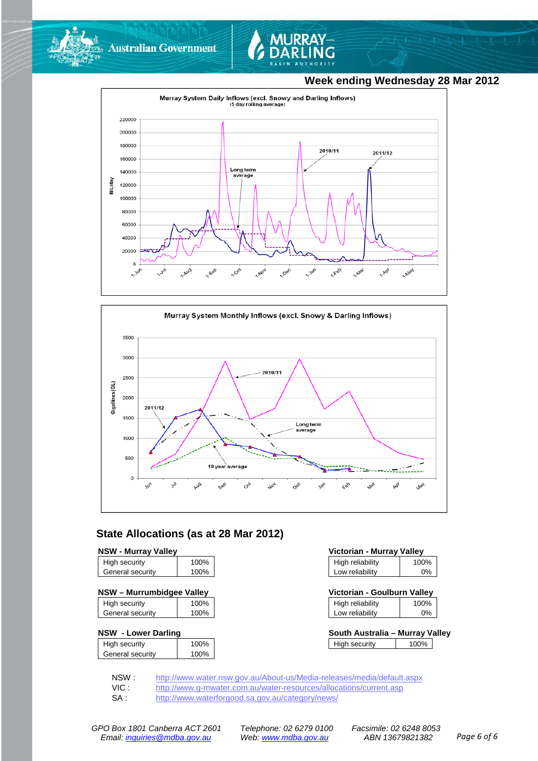Week ending Wednesday 28 Mar 2012

Murray System Daily Inflows (excl. Snowy and Darling Inflows)
(5 day rolling average)

ML/day

220000
200000
180000
160000
140000
120000
100000
80000
60000
40000
20000
0

1-Jun 1-Jul 1-Aug 1-Sep 1-Oct 1-Nov 1-Dec 1-Jan 1-Feb 1-Mar 1-Apr 1-May

2010/11
2011/12
Long term average

Murray System Monthly Inflows (excl. Snowy & Darling Inflows)

Gigalitres (GL)

3500
3000
2500
2000
1500
1000
500
0

Jun Jul Aug Sep Oct Nov Dec Jan Feb Mar Apr May

2010/11
2011/12
Long term average
10 year average

## State Allocations (as at 28 Mar 2012)

**NSW - Murray Valley**

| | |
|---|---|
| High security | 100% |
| General security | 100% |

**NSW – Murrumbidgee Valley**

| | |
|---|---|
| High security | 100% |
| General security | 100% |

**NSW - Lower Darling**

| | |
|---|---|
| High security | 100% |
| General security | 100% |

**Victorian - Murray Valley**

| | |
|---|---|
| High reliability | 100% |
| Low reliability | 0% |

**Victorian - Goulburn Valley**

| | |
|---|---|
| High reliability | 100% |
| Low reliability | 0% |

**South Australia – Murray Valley**

| | |
|---|---|
| High security | 100% |

NSW : http://www.water.nsw.gov.au/About-us/Media-releases/media/default.aspx
VIC : http://www.g-mwater.com.au/water-resources/allocations/current.asp
SA : http://www.waterforgood.sa.gov.au/category/news/

*GPO Box 1801 Canberra ACT 2601* *Telephone: 02 6279 0100* *Facsimile: 02 6248 8053*
*Email: inquiries@mdba.gov.au* *Web: www.mdba.gov.au* *ABN 13679821382*